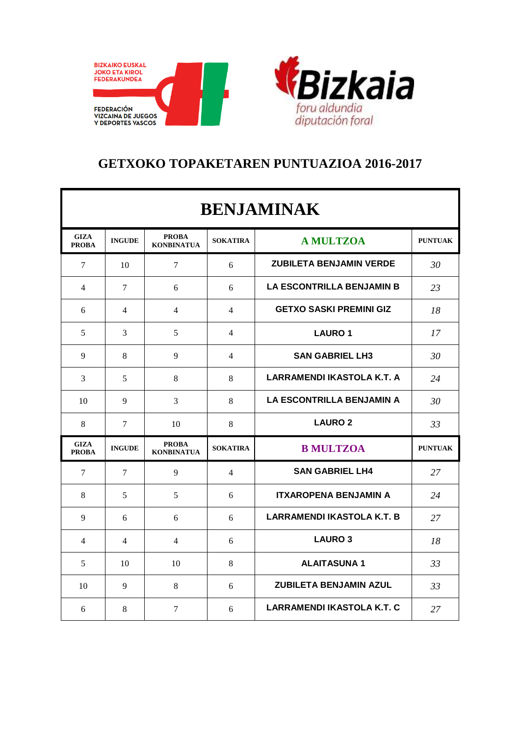BIZKAIKO EUSKAL JOKO ETA KIROL FEDERAKUNDEA

FEDERACIÓN VIZCAINA DE JUEGOS Y DEPORTES VASCOS

Bizkaia foru aldundia diputación foral

# GETXOKO TOPAKETAREN PUNTUAZIOA 2016-2017

## BENJAMINAK

| GIZA PROBA | INGUDE | PROBA KONBINATUA | SOKATIRA | A MULTZOA | PUNTUAK |
|---|---|---|---|---|---|
| 7 | 10 | 7 | 6 | ZUBILETA BENJAMIN VERDE | *30* |
| 4 | 7 | 6 | 6 | LA ESCONTRILLA BENJAMIN B | *23* |
| 6 | 4 | 4 | 4 | GETXO SASKI PREMINI GIZ | *18* |
| 5 | 3 | 5 | 4 | LAURO 1 | *17* |
| 9 | 8 | 9 | 4 | SAN GABRIEL LH3 | *30* |
| 3 | 5 | 8 | 8 | LARRAMENDI IKASTOLA K.T. A | *24* |
| 10 | 9 | 3 | 8 | LA ESCONTRILLA BENJAMIN A | *30* |
| 8 | 7 | 10 | 8 | LAURO 2 | *33* |
| **GIZA PROBA** | **INGUDE** | **PROBA KONBINATUA** | **SOKATIRA** | **B MULTZOA** | **PUNTUAK** |
| 7 | 7 | 9 | 4 | SAN GABRIEL LH4 | *27* |
| 8 | 5 | 5 | 6 | ITXAROPENA BENJAMIN A | *24* |
| 9 | 6 | 6 | 6 | LARRAMENDI IKASTOLA K.T. B | *27* |
| 4 | 4 | 4 | 6 | LAURO 3 | *18* |
| 5 | 10 | 10 | 8 | ALAITASUNA 1 | *33* |
| 10 | 9 | 8 | 6 | ZUBILETA BENJAMIN AZUL | *33* |
| 6 | 8 | 7 | 6 | LARRAMENDI IKASTOLA K.T. C | *27* |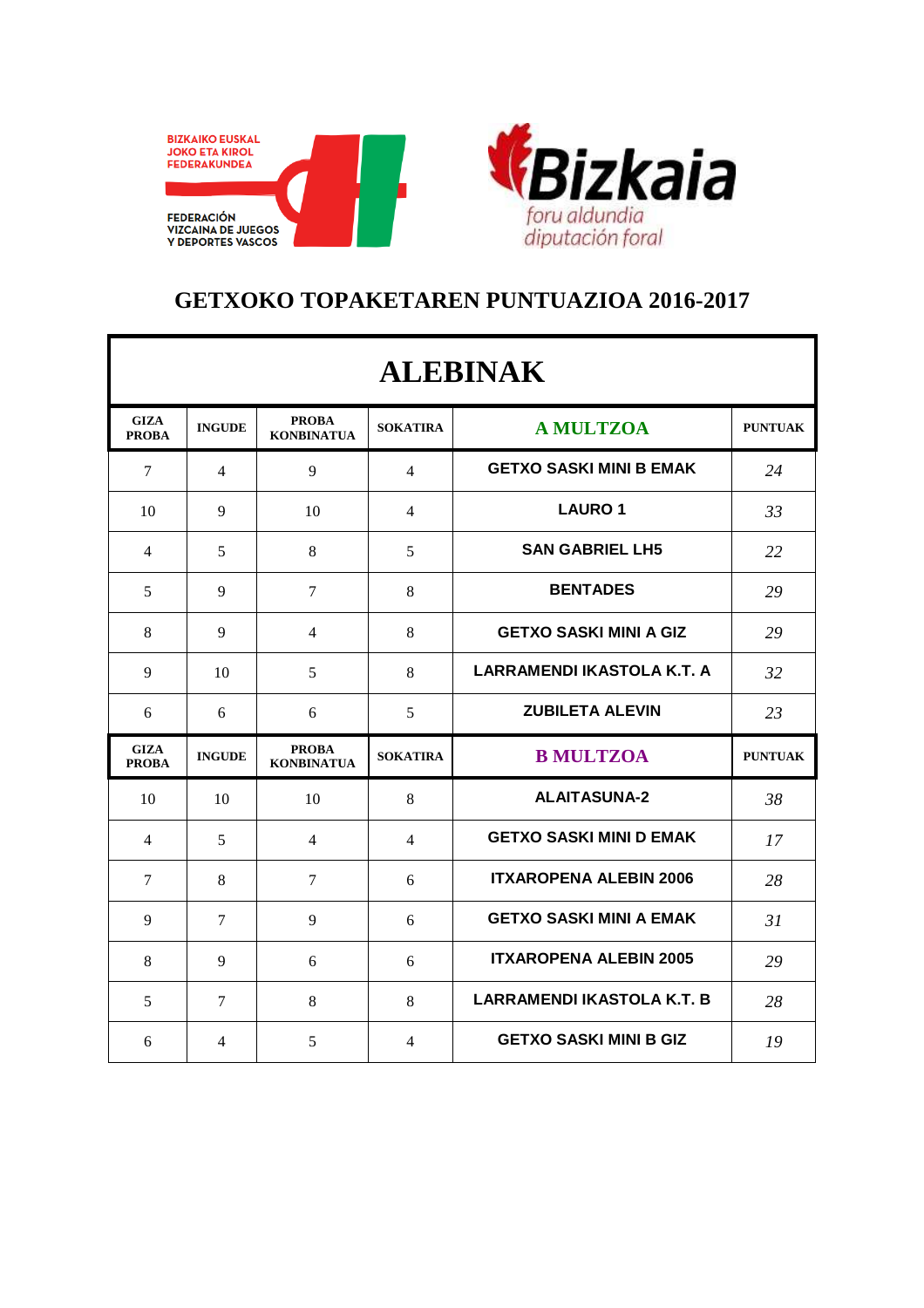BIZKAIKO EUSKAL JOKO ETA KIROL FEDERAKUNDEA

FEDERACIÓN VIZCAINA DE JUEGOS Y DEPORTES VASCOS

Bizkaia foru aldundia diputación foral

# GETXOKO TOPAKETAREN PUNTUAZIOA 2016-2017

## ALEBINAK

| GIZA PROBA | INGUDE | PROBA KONBINATUA | SOKATIRA | A MULTZOA | PUNTUAK |
|---|---|---|---|---|---|
| 7 | 4 | 9 | 4 | GETXO SASKI MINI B EMAK | *24* |
| 10 | 9 | 10 | 4 | LAURO 1 | *33* |
| 4 | 5 | 8 | 5 | SAN GABRIEL LH5 | *22* |
| 5 | 9 | 7 | 8 | BENTADES | *29* |
| 8 | 9 | 4 | 8 | GETXO SASKI MINI A GIZ | *29* |
| 9 | 10 | 5 | 8 | LARRAMENDI IKASTOLA K.T. A | *32* |
| 6 | 6 | 6 | 5 | ZUBILETA ALEVIN | *23* |
| **GIZA PROBA** | **INGUDE** | **PROBA KONBINATUA** | **SOKATIRA** | **B MULTZOA** | **PUNTUAK** |
| 10 | 10 | 10 | 8 | ALAITASUNA-2 | *38* |
| 4 | 5 | 4 | 4 | GETXO SASKI MINI D EMAK | *17* |
| 7 | 8 | 7 | 6 | ITXAROPENA ALEBIN 2006 | *28* |
| 9 | 7 | 9 | 6 | GETXO SASKI MINI A EMAK | *31* |
| 8 | 9 | 6 | 6 | ITXAROPENA ALEBIN 2005 | *29* |
| 5 | 7 | 8 | 8 | LARRAMENDI IKASTOLA K.T. B | *28* |
| 6 | 4 | 5 | 4 | GETXO SASKI MINI B GIZ | *19* |